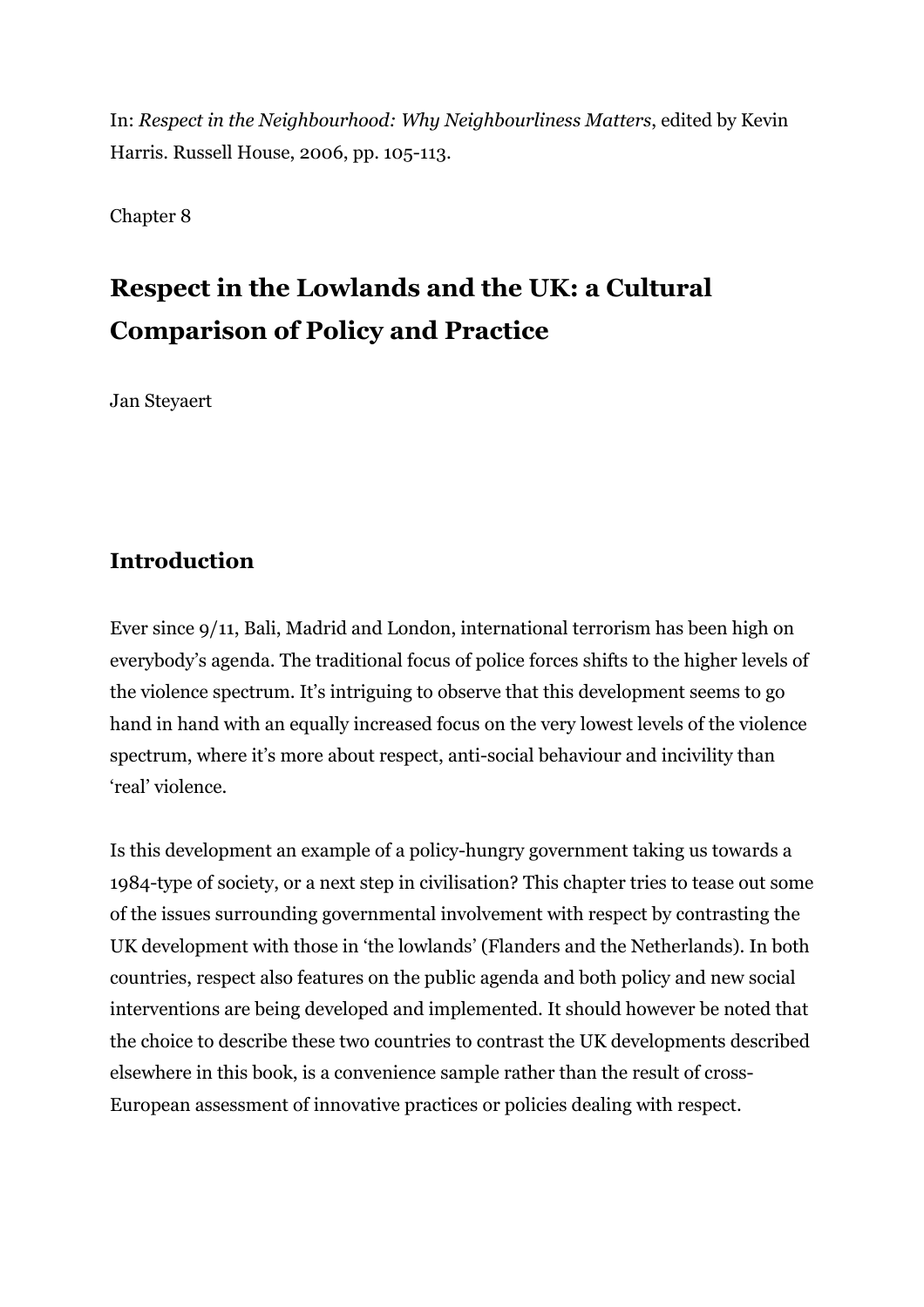In: *Respect in the Neighbourhood: Why Neighbourliness Matters*, edited by Kevin Harris. Russell House, 2006, pp. 105-113.

Chapter 8

# Respect in the Lowlands and the UK: a Cultural Comparison of Policy and Practice

Jan Steyaert

## Introduction

Ever since 9/11, Bali, Madrid and London, international terrorism has been high on everybody's agenda. The traditional focus of police forces shifts to the higher levels of the violence spectrum. It's intriguing to observe that this development seems to go hand in hand with an equally increased focus on the very lowest levels of the violence spectrum, where it's more about respect, anti-social behaviour and incivility than 'real' violence.

Is this development an example of a policy-hungry government taking us towards a 1984-type of society, or a next step in civilisation? This chapter tries to tease out some of the issues surrounding governmental involvement with respect by contrasting the UK development with those in 'the lowlands' (Flanders and the Netherlands). In both countries, respect also features on the public agenda and both policy and new social interventions are being developed and implemented. It should however be noted that the choice to describe these two countries to contrast the UK developments described elsewhere in this book, is a convenience sample rather than the result of cross-European assessment of innovative practices or policies dealing with respect.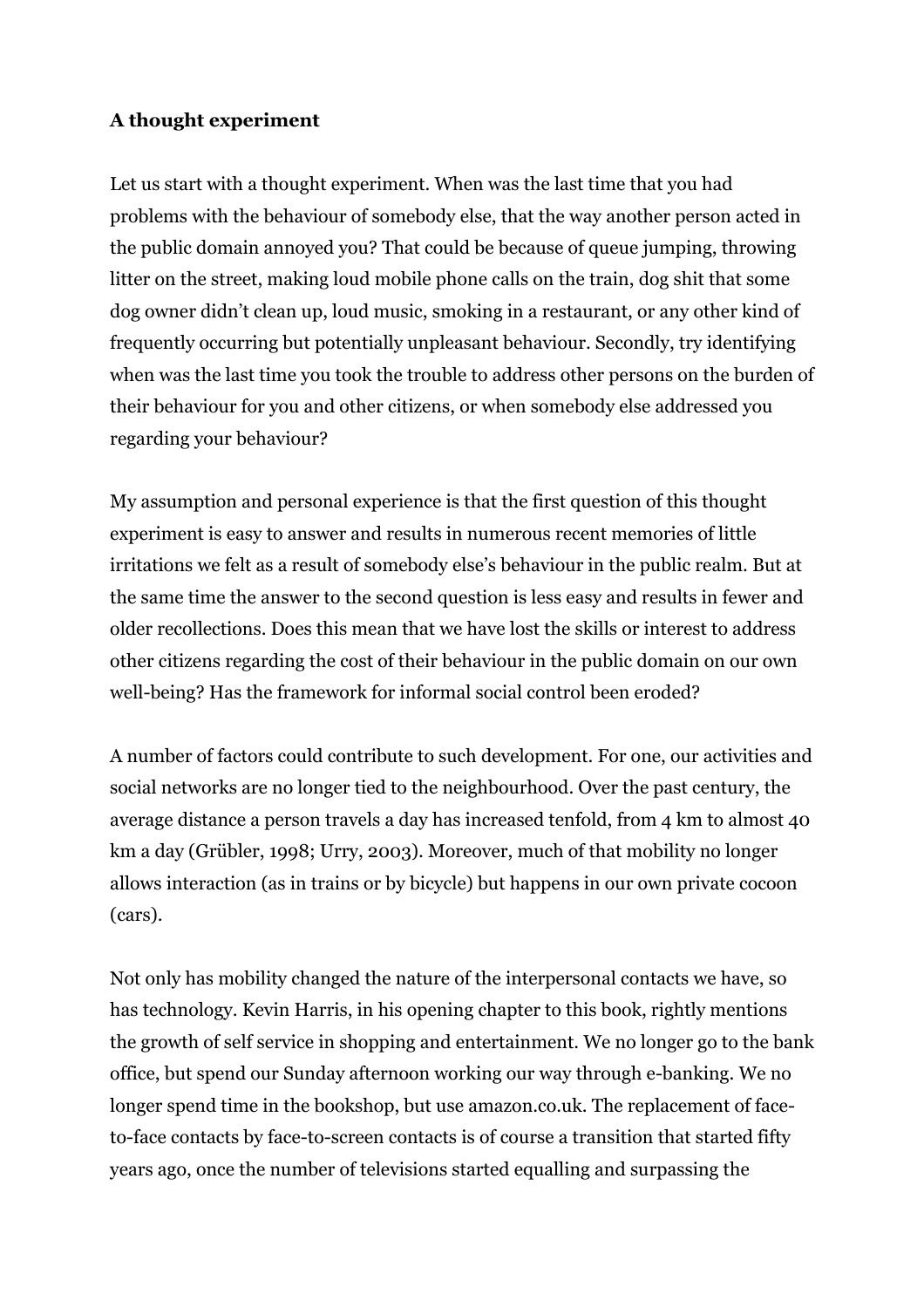**A thought experiment**

Let us start with a thought experiment. When was the last time that you had problems with the behaviour of somebody else, that the way another person acted in the public domain annoyed you? That could be because of queue jumping, throwing litter on the street, making loud mobile phone calls on the train, dog shit that some dog owner didn't clean up, loud music, smoking in a restaurant, or any other kind of frequently occurring but potentially unpleasant behaviour. Secondly, try identifying when was the last time you took the trouble to address other persons on the burden of their behaviour for you and other citizens, or when somebody else addressed you regarding your behaviour?

My assumption and personal experience is that the first question of this thought experiment is easy to answer and results in numerous recent memories of little irritations we felt as a result of somebody else's behaviour in the public realm. But at the same time the answer to the second question is less easy and results in fewer and older recollections. Does this mean that we have lost the skills or interest to address other citizens regarding the cost of their behaviour in the public domain on our own well-being? Has the framework for informal social control been eroded?

A number of factors could contribute to such development. For one, our activities and social networks are no longer tied to the neighbourhood. Over the past century, the average distance a person travels a day has increased tenfold, from 4 km to almost 40 km a day (Grübler, 1998; Urry, 2003). Moreover, much of that mobility no longer allows interaction (as in trains or by bicycle) but happens in our own private cocoon (cars).

Not only has mobility changed the nature of the interpersonal contacts we have, so has technology. Kevin Harris, in his opening chapter to this book, rightly mentions the growth of self service in shopping and entertainment. We no longer go to the bank office, but spend our Sunday afternoon working our way through e-banking. We no longer spend time in the bookshop, but use amazon.co.uk. The replacement of face-to-face contacts by face-to-screen contacts is of course a transition that started fifty years ago, once the number of televisions started equalling and surpassing the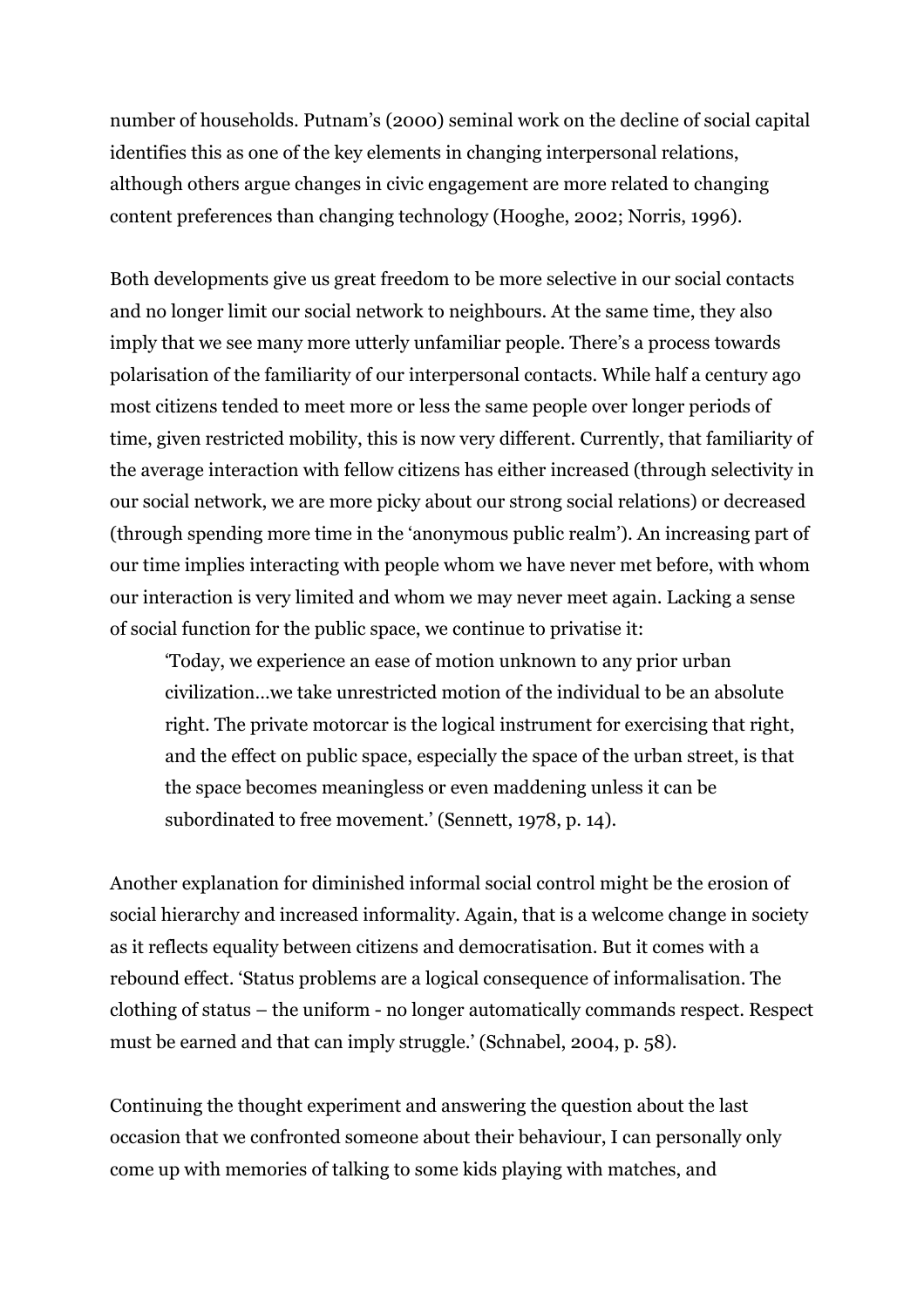number of households. Putnam's (2000) seminal work on the decline of social capital identifies this as one of the key elements in changing interpersonal relations, although others argue changes in civic engagement are more related to changing content preferences than changing technology (Hooghe, 2002; Norris, 1996).

Both developments give us great freedom to be more selective in our social contacts and no longer limit our social network to neighbours. At the same time, they also imply that we see many more utterly unfamiliar people. There's a process towards polarisation of the familiarity of our interpersonal contacts. While half a century ago most citizens tended to meet more or less the same people over longer periods of time, given restricted mobility, this is now very different. Currently, that familiarity of the average interaction with fellow citizens has either increased (through selectivity in our social network, we are more picky about our strong social relations) or decreased (through spending more time in the 'anonymous public realm'). An increasing part of our time implies interacting with people whom we have never met before, with whom our interaction is very limited and whom we may never meet again. Lacking a sense of social function for the public space, we continue to privatise it:

> 'Today, we experience an ease of motion unknown to any prior urban civilization...we take unrestricted motion of the individual to be an absolute right. The private motorcar is the logical instrument for exercising that right, and the effect on public space, especially the space of the urban street, is that the space becomes meaningless or even maddening unless it can be subordinated to free movement.' (Sennett, 1978, p. 14).

Another explanation for diminished informal social control might be the erosion of social hierarchy and increased informality. Again, that is a welcome change in society as it reflects equality between citizens and democratisation. But it comes with a rebound effect. 'Status problems are a logical consequence of informalisation. The clothing of status – the uniform - no longer automatically commands respect. Respect must be earned and that can imply struggle.' (Schnabel, 2004, p. 58).

Continuing the thought experiment and answering the question about the last occasion that we confronted someone about their behaviour, I can personally only come up with memories of talking to some kids playing with matches, and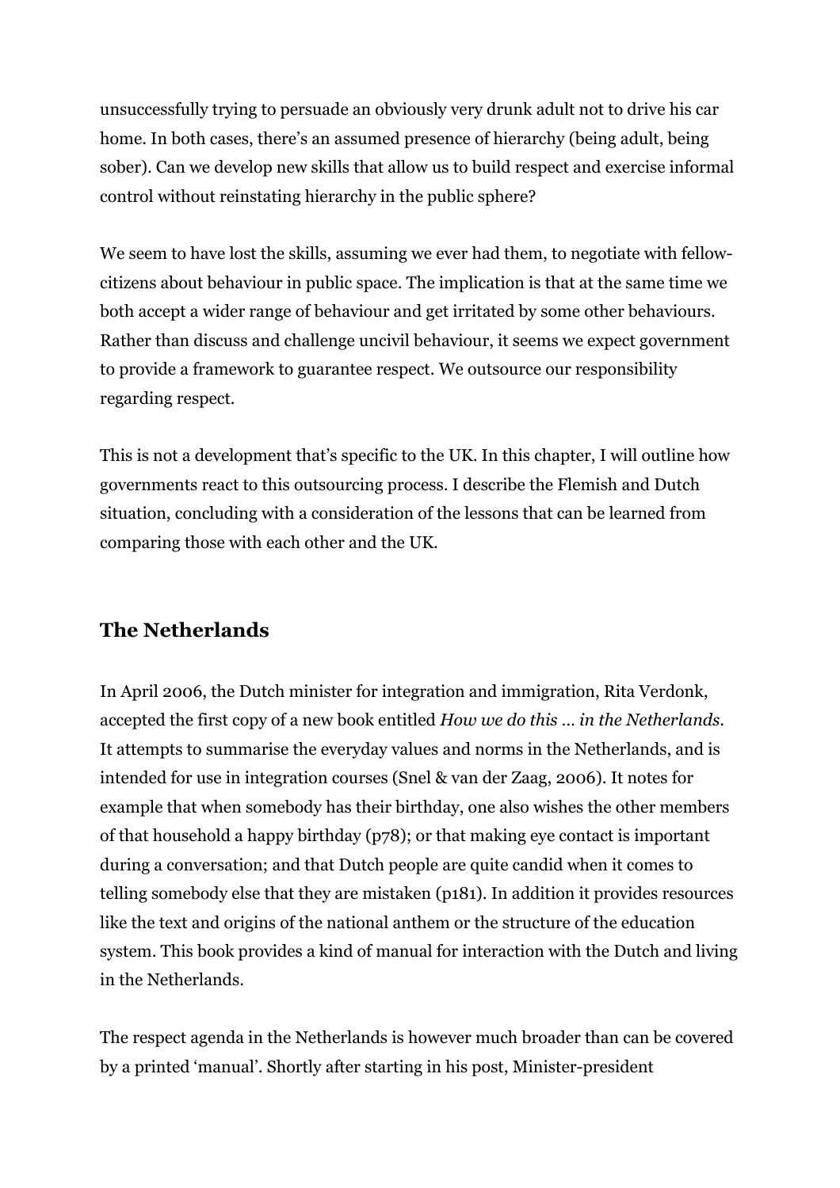unsuccessfully trying to persuade an obviously very drunk adult not to drive his car home. In both cases, there's an assumed presence of hierarchy (being adult, being sober). Can we develop new skills that allow us to build respect and exercise informal control without reinstating hierarchy in the public sphere?

We seem to have lost the skills, assuming we ever had them, to negotiate with fellow-citizens about behaviour in public space. The implication is that at the same time we both accept a wider range of behaviour and get irritated by some other behaviours. Rather than discuss and challenge uncivil behaviour, it seems we expect government to provide a framework to guarantee respect. We outsource our responsibility regarding respect.

This is not a development that's specific to the UK. In this chapter, I will outline how governments react to this outsourcing process. I describe the Flemish and Dutch situation, concluding with a consideration of the lessons that can be learned from comparing those with each other and the UK.

## The Netherlands

In April 2006, the Dutch minister for integration and immigration, Rita Verdonk, accepted the first copy of a new book entitled *How we do this … in the Netherlands*. It attempts to summarise the everyday values and norms in the Netherlands, and is intended for use in integration courses (Snel & van der Zaag, 2006). It notes for example that when somebody has their birthday, one also wishes the other members of that household a happy birthday (p78); or that making eye contact is important during a conversation; and that Dutch people are quite candid when it comes to telling somebody else that they are mistaken (p181). In addition it provides resources like the text and origins of the national anthem or the structure of the education system. This book provides a kind of manual for interaction with the Dutch and living in the Netherlands.

The respect agenda in the Netherlands is however much broader than can be covered by a printed 'manual'. Shortly after starting in his post, Minister-president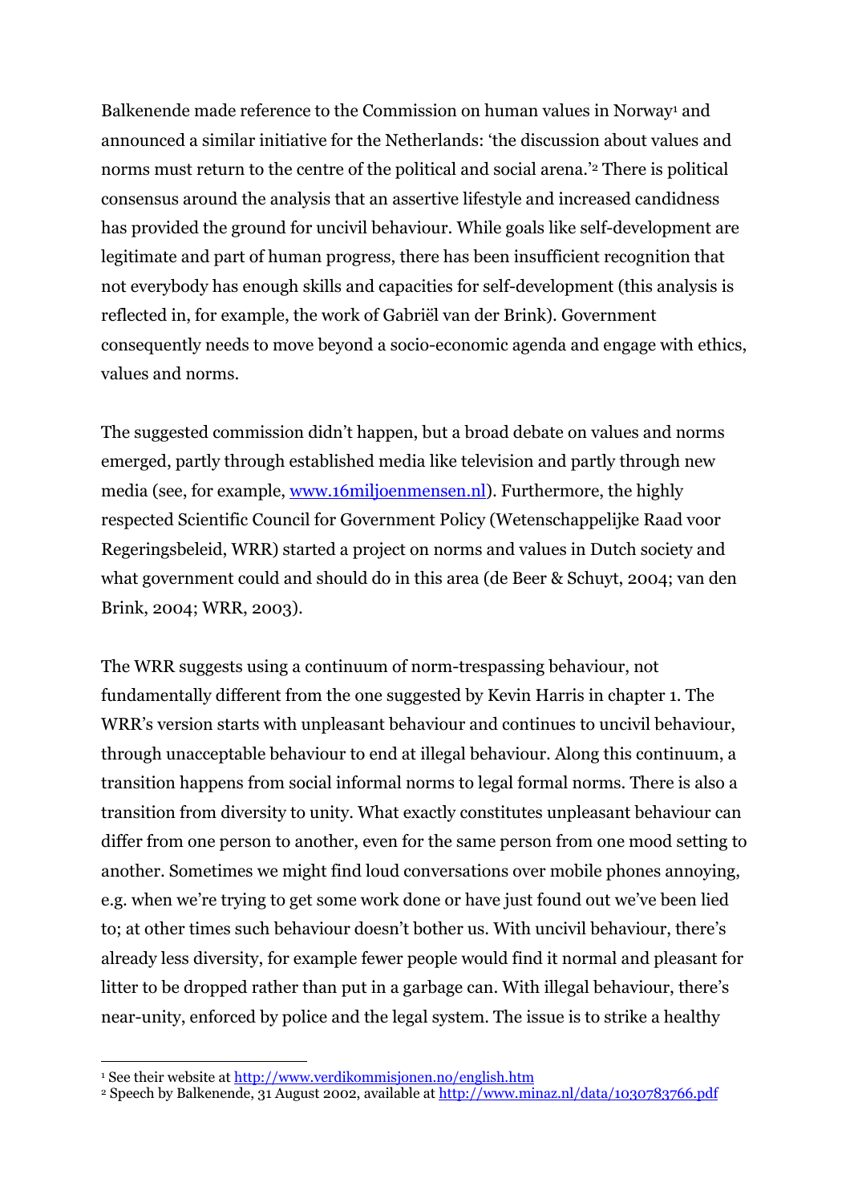Balkenende made reference to the Commission on human values in Norway[1] and announced a similar initiative for the Netherlands: 'the discussion about values and norms must return to the centre of the political and social arena.'[2] There is political consensus around the analysis that an assertive lifestyle and increased candidness has provided the ground for uncivil behaviour. While goals like self-development are legitimate and part of human progress, there has been insufficient recognition that not everybody has enough skills and capacities for self-development (this analysis is reflected in, for example, the work of Gabriël van der Brink). Government consequently needs to move beyond a socio-economic agenda and engage with ethics, values and norms.

The suggested commission didn't happen, but a broad debate on values and norms emerged, partly through established media like television and partly through new media (see, for example, [www.16miljoenmensen.nl](www.16miljoenmensen.nl)). Furthermore, the highly respected Scientific Council for Government Policy (Wetenschappelijke Raad voor Regeringsbeleid, WRR) started a project on norms and values in Dutch society and what government could and should do in this area (de Beer & Schuyt, 2004; van den Brink, 2004; WRR, 2003).

The WRR suggests using a continuum of norm-trespassing behaviour, not fundamentally different from the one suggested by Kevin Harris in chapter 1. The WRR's version starts with unpleasant behaviour and continues to uncivil behaviour, through unacceptable behaviour to end at illegal behaviour. Along this continuum, a transition happens from social informal norms to legal formal norms. There is also a transition from diversity to unity. What exactly constitutes unpleasant behaviour can differ from one person to another, even for the same person from one mood setting to another. Sometimes we might find loud conversations over mobile phones annoying, e.g. when we're trying to get some work done or have just found out we've been lied to; at other times such behaviour doesn't bother us. With uncivil behaviour, there's already less diversity, for example fewer people would find it normal and pleasant for litter to be dropped rather than put in a garbage can. With illegal behaviour, there's near-unity, enforced by police and the legal system. The issue is to strike a healthy

---

[1] See their website at [http://www.verdikommisjonen.no/english.htm](http://www.verdikommisjonen.no/english.htm)

[2] Speech by Balkenende, 31 August 2002, available at [http://www.minaz.nl/data/1030783766.pdf](http://www.minaz.nl/data/1030783766.pdf)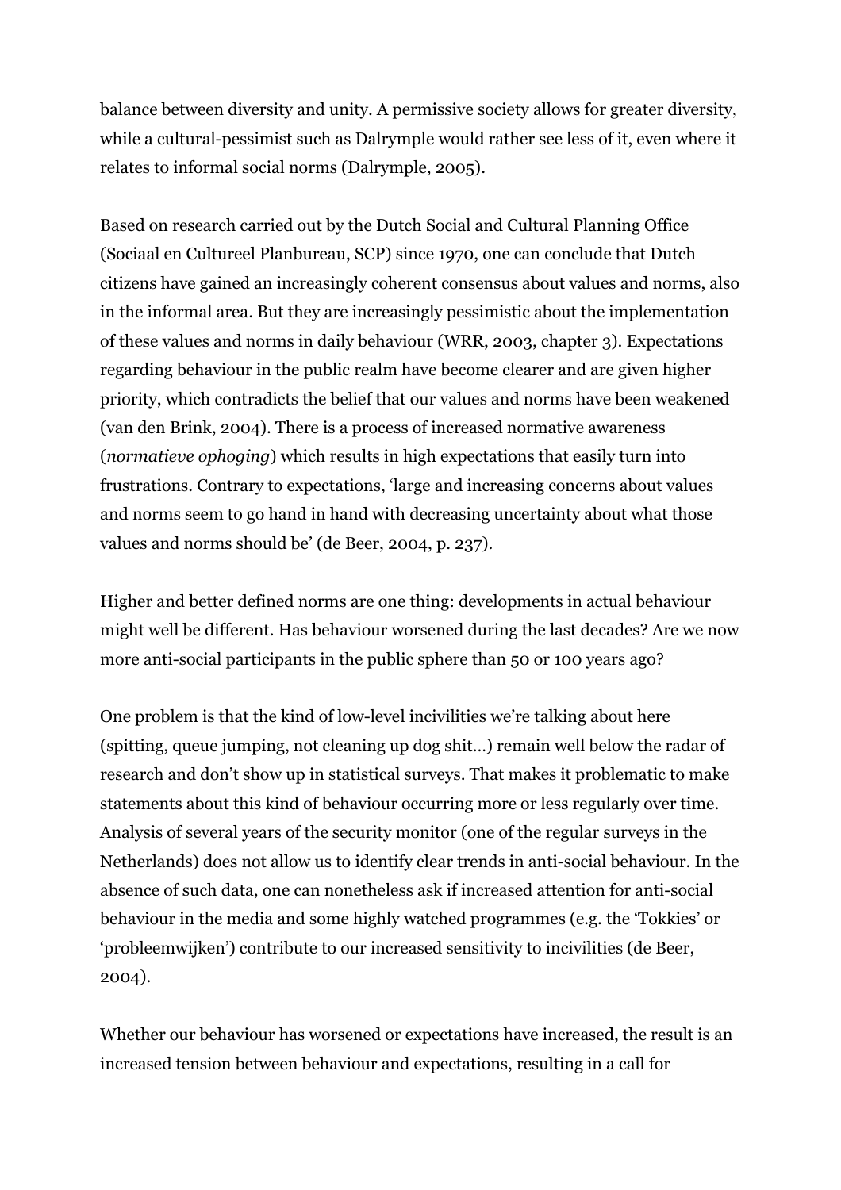balance between diversity and unity. A permissive society allows for greater diversity, while a cultural-pessimist such as Dalrymple would rather see less of it, even where it relates to informal social norms (Dalrymple, 2005).

Based on research carried out by the Dutch Social and Cultural Planning Office (Sociaal en Cultureel Planbureau, SCP) since 1970, one can conclude that Dutch citizens have gained an increasingly coherent consensus about values and norms, also in the informal area. But they are increasingly pessimistic about the implementation of these values and norms in daily behaviour (WRR, 2003, chapter 3). Expectations regarding behaviour in the public realm have become clearer and are given higher priority, which contradicts the belief that our values and norms have been weakened (van den Brink, 2004). There is a process of increased normative awareness (*normatieve ophoging*) which results in high expectations that easily turn into frustrations. Contrary to expectations, 'large and increasing concerns about values and norms seem to go hand in hand with decreasing uncertainty about what those values and norms should be' (de Beer, 2004, p. 237).

Higher and better defined norms are one thing: developments in actual behaviour might well be different. Has behaviour worsened during the last decades? Are we now more anti-social participants in the public sphere than 50 or 100 years ago?

One problem is that the kind of low-level incivilities we're talking about here (spitting, queue jumping, not cleaning up dog shit…) remain well below the radar of research and don't show up in statistical surveys. That makes it problematic to make statements about this kind of behaviour occurring more or less regularly over time. Analysis of several years of the security monitor (one of the regular surveys in the Netherlands) does not allow us to identify clear trends in anti-social behaviour. In the absence of such data, one can nonetheless ask if increased attention for anti-social behaviour in the media and some highly watched programmes (e.g. the 'Tokkies' or 'probleemwijken') contribute to our increased sensitivity to incivilities (de Beer, 2004).

Whether our behaviour has worsened or expectations have increased, the result is an increased tension between behaviour and expectations, resulting in a call for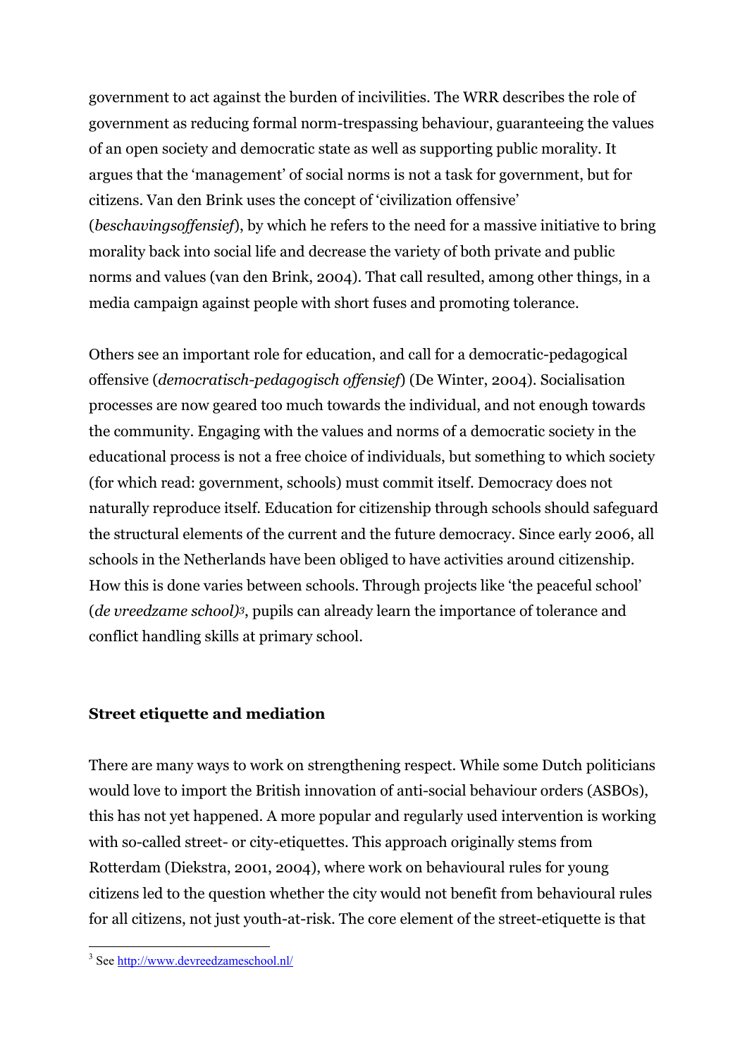government to act against the burden of incivilities. The WRR describes the role of government as reducing formal norm-trespassing behaviour, guaranteeing the values of an open society and democratic state as well as supporting public morality. It argues that the 'management' of social norms is not a task for government, but for citizens. Van den Brink uses the concept of 'civilization offensive' (*beschavingsoffensief*), by which he refers to the need for a massive initiative to bring morality back into social life and decrease the variety of both private and public norms and values (van den Brink, 2004). That call resulted, among other things, in a media campaign against people with short fuses and promoting tolerance.

Others see an important role for education, and call for a democratic-pedagogical offensive (*democratisch-pedagogisch offensief*) (De Winter, 2004). Socialisation processes are now geared too much towards the individual, and not enough towards the community. Engaging with the values and norms of a democratic society in the educational process is not a free choice of individuals, but something to which society (for which read: government, schools) must commit itself. Democracy does not naturally reproduce itself. Education for citizenship through schools should safeguard the structural elements of the current and the future democracy. Since early 2006, all schools in the Netherlands have been obliged to have activities around citizenship. How this is done varies between schools. Through projects like 'the peaceful school' (*de vreedzame school*)[3], pupils can already learn the importance of tolerance and conflict handling skills at primary school.

## Street etiquette and mediation

There are many ways to work on strengthening respect. While some Dutch politicians would love to import the British innovation of anti-social behaviour orders (ASBOs), this has not yet happened. A more popular and regularly used intervention is working with so-called street- or city-etiquettes. This approach originally stems from Rotterdam (Diekstra, 2001, 2004), where work on behavioural rules for young citizens led to the question whether the city would not benefit from behavioural rules for all citizens, not just youth-at-risk. The core element of the street-etiquette is that

[3] See http://www.devreedzameschool.nl/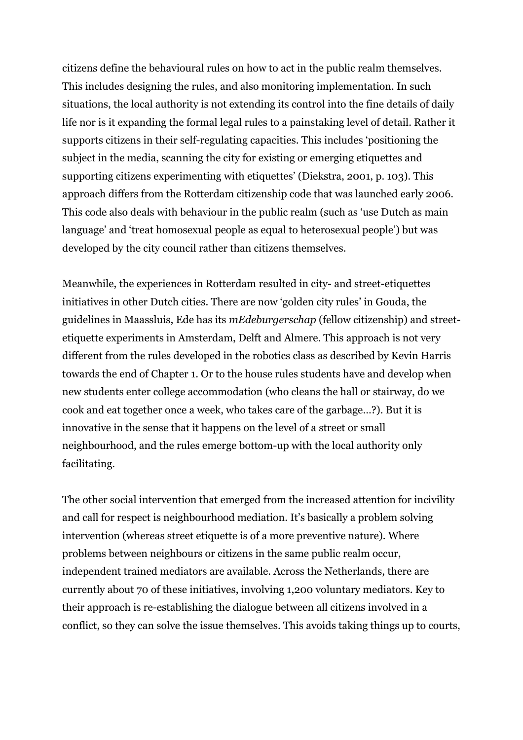citizens define the behavioural rules on how to act in the public realm themselves. This includes designing the rules, and also monitoring implementation. In such situations, the local authority is not extending its control into the fine details of daily life nor is it expanding the formal legal rules to a painstaking level of detail. Rather it supports citizens in their self-regulating capacities. This includes 'positioning the subject in the media, scanning the city for existing or emerging etiquettes and supporting citizens experimenting with etiquettes' (Diekstra, 2001, p. 103). This approach differs from the Rotterdam citizenship code that was launched early 2006. This code also deals with behaviour in the public realm (such as 'use Dutch as main language' and 'treat homosexual people as equal to heterosexual people') but was developed by the city council rather than citizens themselves.

Meanwhile, the experiences in Rotterdam resulted in city- and street-etiquettes initiatives in other Dutch cities. There are now 'golden city rules' in Gouda, the guidelines in Maassluis, Ede has its *mEdeburgerschap* (fellow citizenship) and street-etiquette experiments in Amsterdam, Delft and Almere. This approach is not very different from the rules developed in the robotics class as described by Kevin Harris towards the end of Chapter 1. Or to the house rules students have and develop when new students enter college accommodation (who cleans the hall or stairway, do we cook and eat together once a week, who takes care of the garbage…?). But it is innovative in the sense that it happens on the level of a street or small neighbourhood, and the rules emerge bottom-up with the local authority only facilitating.

The other social intervention that emerged from the increased attention for incivility and call for respect is neighbourhood mediation. It's basically a problem solving intervention (whereas street etiquette is of a more preventive nature). Where problems between neighbours or citizens in the same public realm occur, independent trained mediators are available. Across the Netherlands, there are currently about 70 of these initiatives, involving 1,200 voluntary mediators. Key to their approach is re-establishing the dialogue between all citizens involved in a conflict, so they can solve the issue themselves. This avoids taking things up to courts,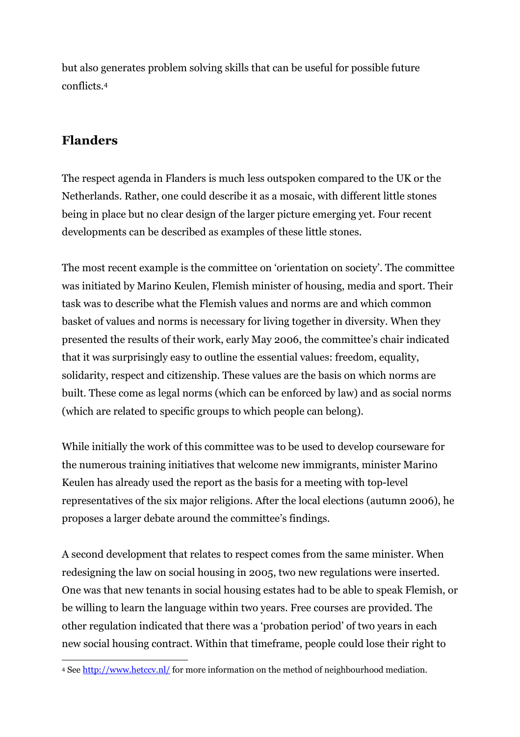but also generates problem solving skills that can be useful for possible future conflicts.[4]

## Flanders

The respect agenda in Flanders is much less outspoken compared to the UK or the Netherlands. Rather, one could describe it as a mosaic, with different little stones being in place but no clear design of the larger picture emerging yet. Four recent developments can be described as examples of these little stones.

The most recent example is the committee on 'orientation on society'. The committee was initiated by Marino Keulen, Flemish minister of housing, media and sport. Their task was to describe what the Flemish values and norms are and which common basket of values and norms is necessary for living together in diversity. When they presented the results of their work, early May 2006, the committee's chair indicated that it was surprisingly easy to outline the essential values: freedom, equality, solidarity, respect and citizenship. These values are the basis on which norms are built. These come as legal norms (which can be enforced by law) and as social norms (which are related to specific groups to which people can belong).

While initially the work of this committee was to be used to develop courseware for the numerous training initiatives that welcome new immigrants, minister Marino Keulen has already used the report as the basis for a meeting with top-level representatives of the six major religions. After the local elections (autumn 2006), he proposes a larger debate around the committee's findings.

A second development that relates to respect comes from the same minister. When redesigning the law on social housing in 2005, two new regulations were inserted. One was that new tenants in social housing estates had to be able to speak Flemish, or be willing to learn the language within two years. Free courses are provided. The other regulation indicated that there was a 'probation period' of two years in each new social housing contract. Within that timeframe, people could lose their right to

[4] See http://www.hetccv.nl/ for more information on the method of neighbourhood mediation.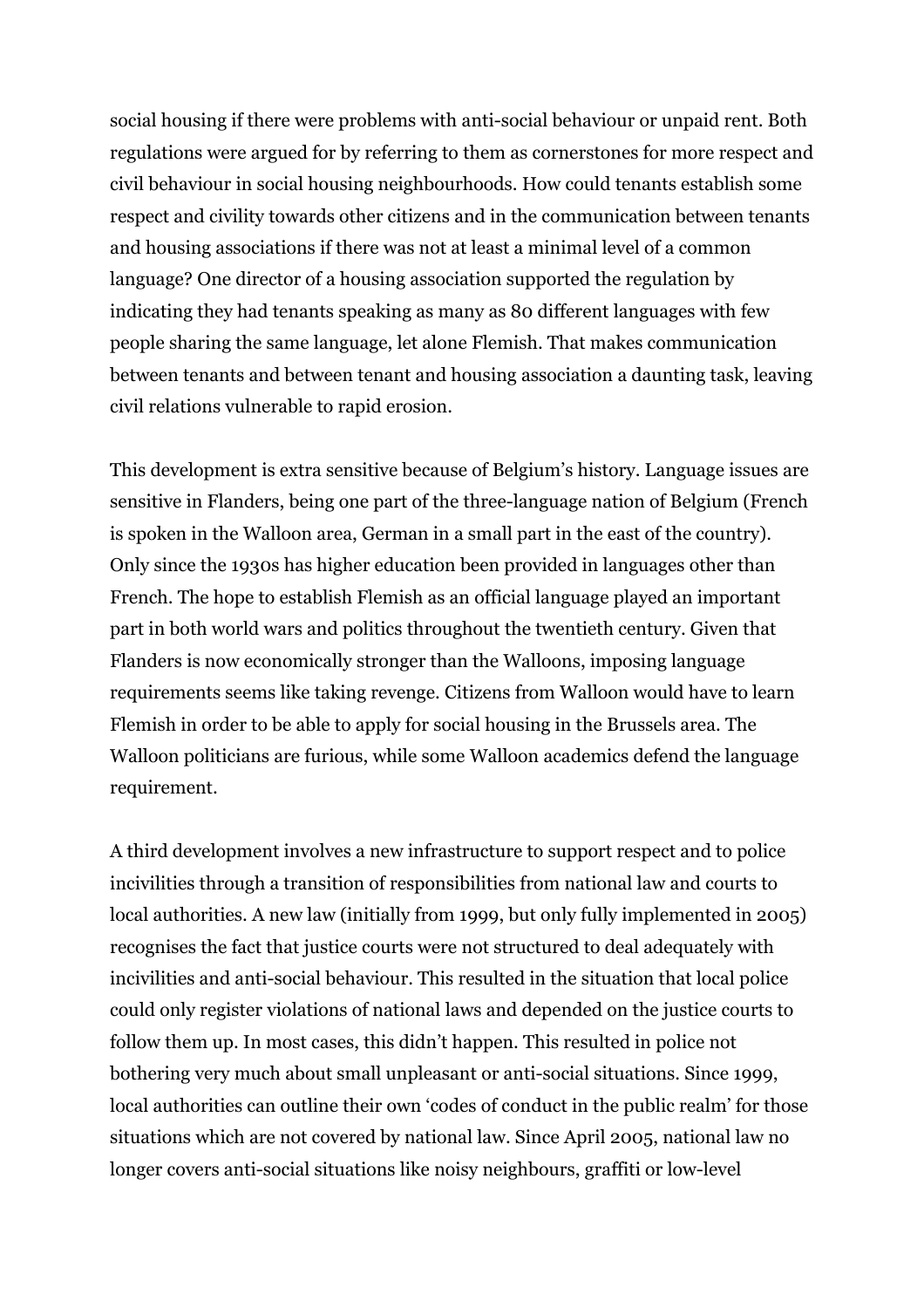social housing if there were problems with anti-social behaviour or unpaid rent. Both regulations were argued for by referring to them as cornerstones for more respect and civil behaviour in social housing neighbourhoods. How could tenants establish some respect and civility towards other citizens and in the communication between tenants and housing associations if there was not at least a minimal level of a common language? One director of a housing association supported the regulation by indicating they had tenants speaking as many as 80 different languages with few people sharing the same language, let alone Flemish. That makes communication between tenants and between tenant and housing association a daunting task, leaving civil relations vulnerable to rapid erosion.

This development is extra sensitive because of Belgium's history. Language issues are sensitive in Flanders, being one part of the three-language nation of Belgium (French is spoken in the Walloon area, German in a small part in the east of the country). Only since the 1930s has higher education been provided in languages other than French. The hope to establish Flemish as an official language played an important part in both world wars and politics throughout the twentieth century. Given that Flanders is now economically stronger than the Walloons, imposing language requirements seems like taking revenge. Citizens from Walloon would have to learn Flemish in order to be able to apply for social housing in the Brussels area. The Walloon politicians are furious, while some Walloon academics defend the language requirement.

A third development involves a new infrastructure to support respect and to police incivilities through a transition of responsibilities from national law and courts to local authorities. A new law (initially from 1999, but only fully implemented in 2005) recognises the fact that justice courts were not structured to deal adequately with incivilities and anti-social behaviour. This resulted in the situation that local police could only register violations of national laws and depended on the justice courts to follow them up. In most cases, this didn't happen. This resulted in police not bothering very much about small unpleasant or anti-social situations. Since 1999, local authorities can outline their own 'codes of conduct in the public realm' for those situations which are not covered by national law. Since April 2005, national law no longer covers anti-social situations like noisy neighbours, graffiti or low-level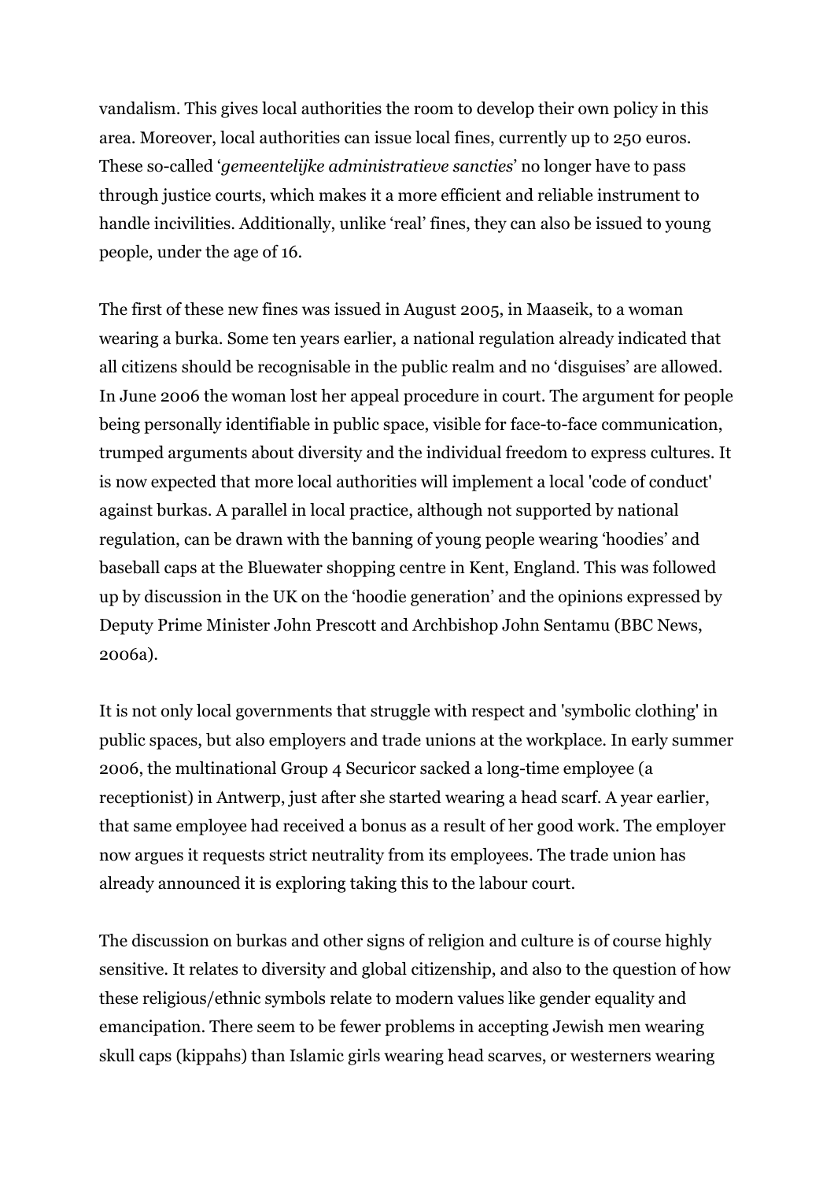vandalism. This gives local authorities the room to develop their own policy in this area. Moreover, local authorities can issue local fines, currently up to 250 euros. These so-called '*gemeentelijke administratieve sancties*' no longer have to pass through justice courts, which makes it a more efficient and reliable instrument to handle incivilities. Additionally, unlike 'real' fines, they can also be issued to young people, under the age of 16.

The first of these new fines was issued in August 2005, in Maaseik, to a woman wearing a burka. Some ten years earlier, a national regulation already indicated that all citizens should be recognisable in the public realm and no 'disguises' are allowed. In June 2006 the woman lost her appeal procedure in court. The argument for people being personally identifiable in public space, visible for face-to-face communication, trumped arguments about diversity and the individual freedom to express cultures. It is now expected that more local authorities will implement a local 'code of conduct' against burkas. A parallel in local practice, although not supported by national regulation, can be drawn with the banning of young people wearing 'hoodies' and baseball caps at the Bluewater shopping centre in Kent, England. This was followed up by discussion in the UK on the 'hoodie generation' and the opinions expressed by Deputy Prime Minister John Prescott and Archbishop John Sentamu (BBC News, 2006a).

It is not only local governments that struggle with respect and 'symbolic clothing' in public spaces, but also employers and trade unions at the workplace. In early summer 2006, the multinational Group 4 Securicor sacked a long-time employee (a receptionist) in Antwerp, just after she started wearing a head scarf. A year earlier, that same employee had received a bonus as a result of her good work. The employer now argues it requests strict neutrality from its employees. The trade union has already announced it is exploring taking this to the labour court.

The discussion on burkas and other signs of religion and culture is of course highly sensitive. It relates to diversity and global citizenship, and also to the question of how these religious/ethnic symbols relate to modern values like gender equality and emancipation. There seem to be fewer problems in accepting Jewish men wearing skull caps (kippahs) than Islamic girls wearing head scarves, or westerners wearing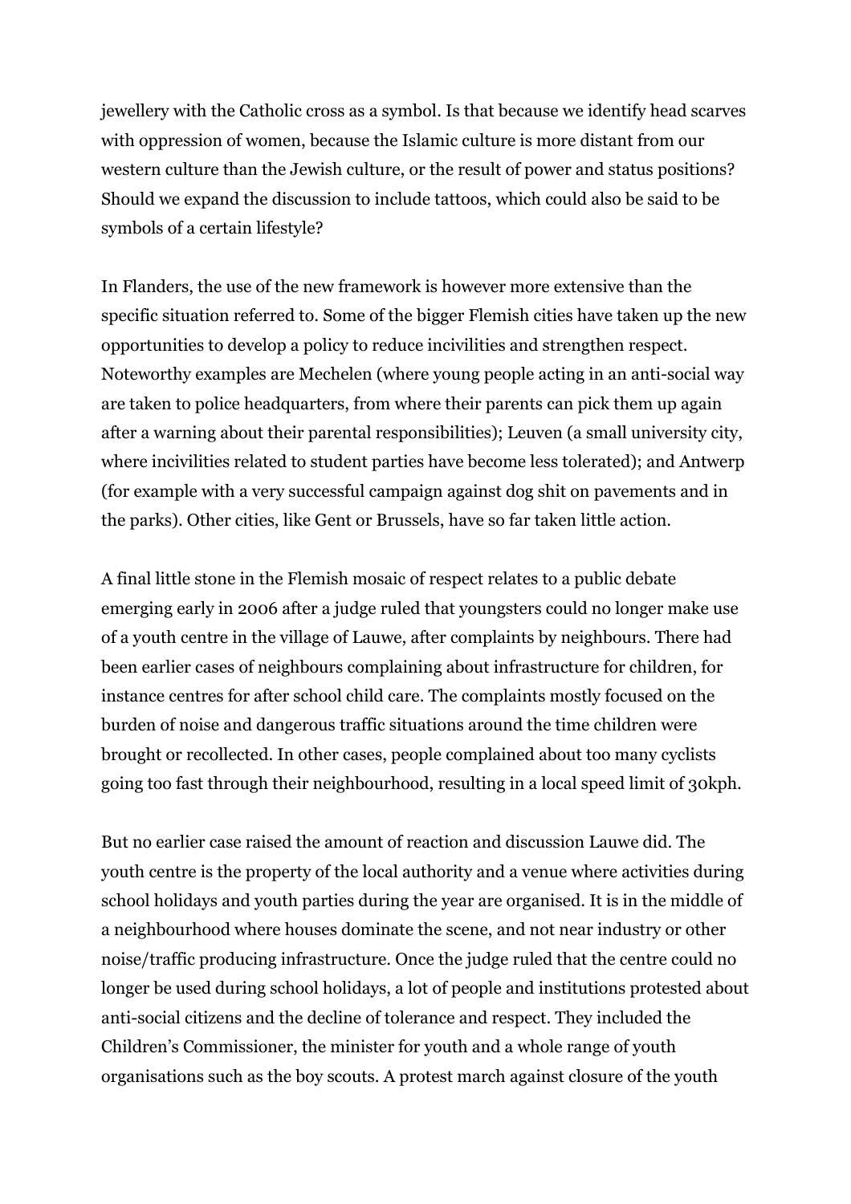jewellery with the Catholic cross as a symbol. Is that because we identify head scarves with oppression of women, because the Islamic culture is more distant from our western culture than the Jewish culture, or the result of power and status positions? Should we expand the discussion to include tattoos, which could also be said to be symbols of a certain lifestyle?

In Flanders, the use of the new framework is however more extensive than the specific situation referred to. Some of the bigger Flemish cities have taken up the new opportunities to develop a policy to reduce incivilities and strengthen respect. Noteworthy examples are Mechelen (where young people acting in an anti-social way are taken to police headquarters, from where their parents can pick them up again after a warning about their parental responsibilities); Leuven (a small university city, where incivilities related to student parties have become less tolerated); and Antwerp (for example with a very successful campaign against dog shit on pavements and in the parks). Other cities, like Gent or Brussels, have so far taken little action.

A final little stone in the Flemish mosaic of respect relates to a public debate emerging early in 2006 after a judge ruled that youngsters could no longer make use of a youth centre in the village of Lauwe, after complaints by neighbours. There had been earlier cases of neighbours complaining about infrastructure for children, for instance centres for after school child care. The complaints mostly focused on the burden of noise and dangerous traffic situations around the time children were brought or recollected. In other cases, people complained about too many cyclists going too fast through their neighbourhood, resulting in a local speed limit of 30kph.

But no earlier case raised the amount of reaction and discussion Lauwe did. The youth centre is the property of the local authority and a venue where activities during school holidays and youth parties during the year are organised. It is in the middle of a neighbourhood where houses dominate the scene, and not near industry or other noise/traffic producing infrastructure. Once the judge ruled that the centre could no longer be used during school holidays, a lot of people and institutions protested about anti-social citizens and the decline of tolerance and respect. They included the Children's Commissioner, the minister for youth and a whole range of youth organisations such as the boy scouts. A protest march against closure of the youth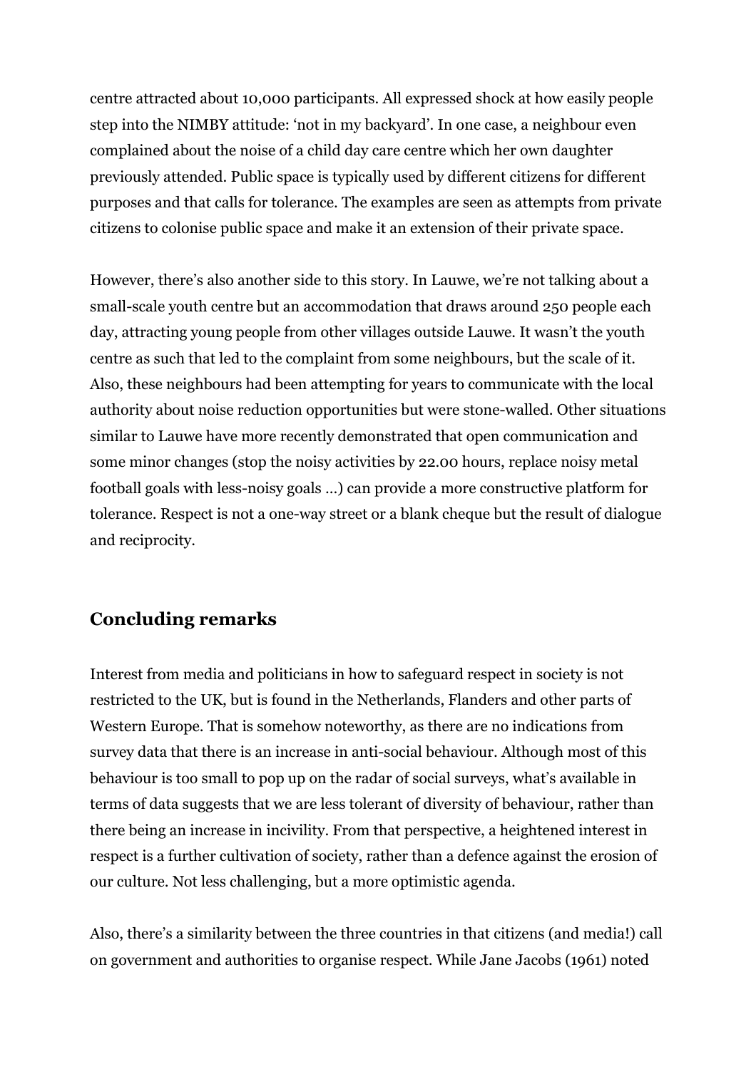centre attracted about 10,000 participants. All expressed shock at how easily people step into the NIMBY attitude: 'not in my backyard'. In one case, a neighbour even complained about the noise of a child day care centre which her own daughter previously attended. Public space is typically used by different citizens for different purposes and that calls for tolerance. The examples are seen as attempts from private citizens to colonise public space and make it an extension of their private space.

However, there's also another side to this story. In Lauwe, we're not talking about a small-scale youth centre but an accommodation that draws around 250 people each day, attracting young people from other villages outside Lauwe. It wasn't the youth centre as such that led to the complaint from some neighbours, but the scale of it. Also, these neighbours had been attempting for years to communicate with the local authority about noise reduction opportunities but were stone-walled. Other situations similar to Lauwe have more recently demonstrated that open communication and some minor changes (stop the noisy activities by 22.00 hours, replace noisy metal football goals with less-noisy goals …) can provide a more constructive platform for tolerance. Respect is not a one-way street or a blank cheque but the result of dialogue and reciprocity.

## Concluding remarks

Interest from media and politicians in how to safeguard respect in society is not restricted to the UK, but is found in the Netherlands, Flanders and other parts of Western Europe. That is somehow noteworthy, as there are no indications from survey data that there is an increase in anti-social behaviour. Although most of this behaviour is too small to pop up on the radar of social surveys, what's available in terms of data suggests that we are less tolerant of diversity of behaviour, rather than there being an increase in incivility. From that perspective, a heightened interest in respect is a further cultivation of society, rather than a defence against the erosion of our culture. Not less challenging, but a more optimistic agenda.

Also, there's a similarity between the three countries in that citizens (and media!) call on government and authorities to organise respect. While Jane Jacobs (1961) noted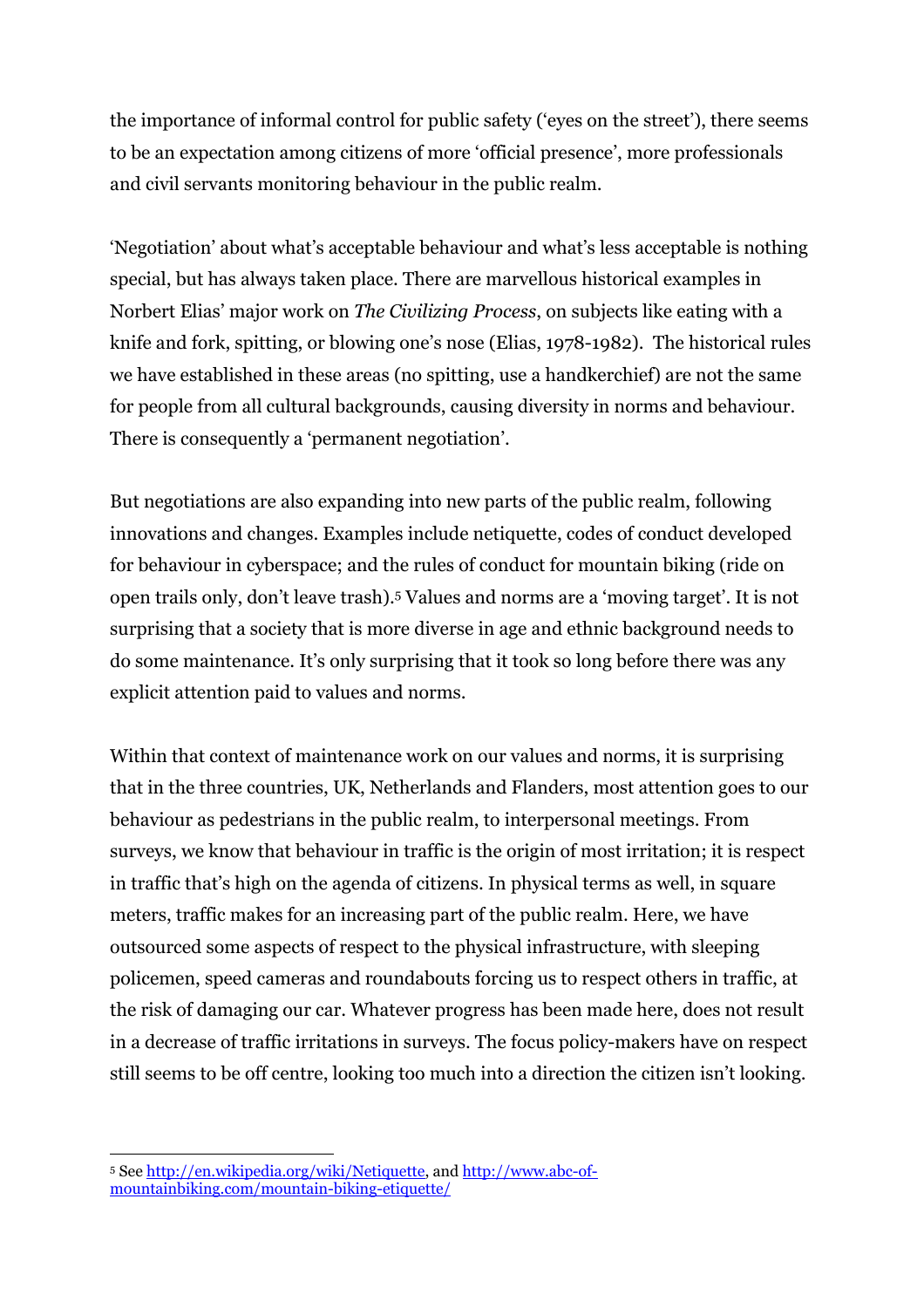the importance of informal control for public safety ('eyes on the street'), there seems to be an expectation among citizens of more 'official presence', more professionals and civil servants monitoring behaviour in the public realm.

'Negotiation' about what's acceptable behaviour and what's less acceptable is nothing special, but has always taken place. There are marvellous historical examples in Norbert Elias' major work on *The Civilizing Process*, on subjects like eating with a knife and fork, spitting, or blowing one's nose (Elias, 1978-1982). The historical rules we have established in these areas (no spitting, use a handkerchief) are not the same for people from all cultural backgrounds, causing diversity in norms and behaviour. There is consequently a 'permanent negotiation'.

But negotiations are also expanding into new parts of the public realm, following innovations and changes. Examples include netiquette, codes of conduct developed for behaviour in cyberspace; and the rules of conduct for mountain biking (ride on open trails only, don't leave trash).[5] Values and norms are a 'moving target'. It is not surprising that a society that is more diverse in age and ethnic background needs to do some maintenance. It's only surprising that it took so long before there was any explicit attention paid to values and norms.

Within that context of maintenance work on our values and norms, it is surprising that in the three countries, UK, Netherlands and Flanders, most attention goes to our behaviour as pedestrians in the public realm, to interpersonal meetings. From surveys, we know that behaviour in traffic is the origin of most irritation; it is respect in traffic that's high on the agenda of citizens. In physical terms as well, in square meters, traffic makes for an increasing part of the public realm. Here, we have outsourced some aspects of respect to the physical infrastructure, with sleeping policemen, speed cameras and roundabouts forcing us to respect others in traffic, at the risk of damaging our car. Whatever progress has been made here, does not result in a decrease of traffic irritations in surveys. The focus policy-makers have on respect still seems to be off centre, looking too much into a direction the citizen isn't looking.

---

[5] See http://en.wikipedia.org/wiki/Netiquette, and http://www.abc-of-mountainbiking.com/mountain-biking-etiquette/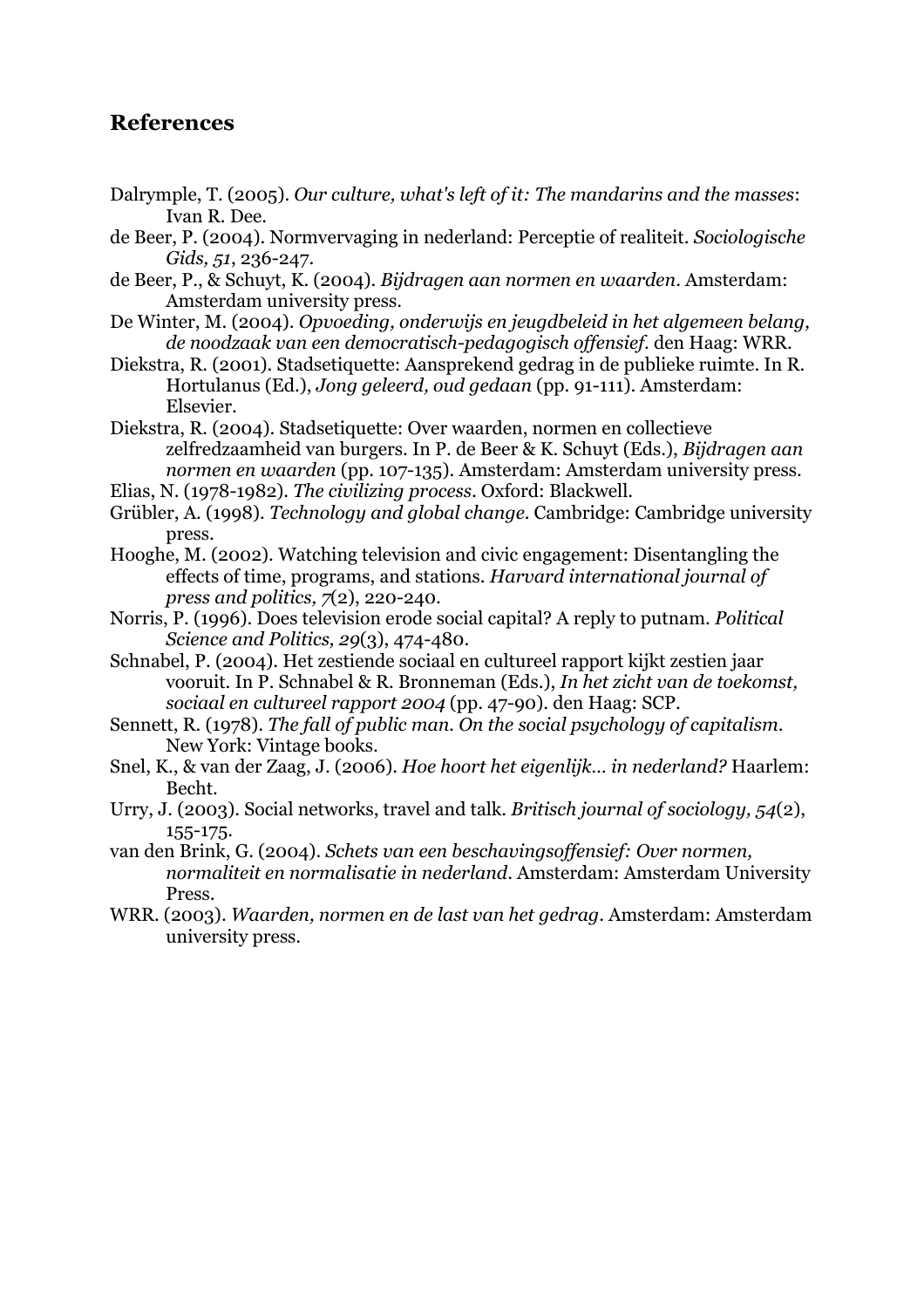## References

Dalrymple, T. (2005). *Our culture, what's left of it: The mandarins and the masses*: Ivan R. Dee.

de Beer, P. (2004). Normvervaging in nederland: Perceptie of realiteit. *Sociologische Gids, 51*, 236-247.

de Beer, P., & Schuyt, K. (2004). *Bijdragen aan normen en waarden*. Amsterdam: Amsterdam university press.

De Winter, M. (2004). *Opvoeding, onderwijs en jeugdbeleid in het algemeen belang, de noodzaak van een democratisch-pedagogisch offensief*. den Haag: WRR.

Diekstra, R. (2001). Stadsetiquette: Aansprekend gedrag in de publieke ruimte. In R. Hortulanus (Ed.), *Jong geleerd, oud gedaan* (pp. 91-111). Amsterdam: Elsevier.

Diekstra, R. (2004). Stadsetiquette: Over waarden, normen en collectieve zelfredzaamheid van burgers. In P. de Beer & K. Schuyt (Eds.), *Bijdragen aan normen en waarden* (pp. 107-135). Amsterdam: Amsterdam university press.

Elias, N. (1978-1982). *The civilizing process*. Oxford: Blackwell.

Grübler, A. (1998). *Technology and global change*. Cambridge: Cambridge university press.

Hooghe, M. (2002). Watching television and civic engagement: Disentangling the effects of time, programs, and stations. *Harvard international journal of press and politics, 7*(2), 220-240.

Norris, P. (1996). Does television erode social capital? A reply to putnam. *Political Science and Politics, 29*(3), 474-480.

Schnabel, P. (2004). Het zestiende sociaal en cultureel rapport kijkt zestien jaar vooruit. In P. Schnabel & R. Bronneman (Eds.), *In het zicht van de toekomst, sociaal en cultureel rapport 2004* (pp. 47-90). den Haag: SCP.

Sennett, R. (1978). *The fall of public man. On the social psychology of capitalism*. New York: Vintage books.

Snel, K., & van der Zaag, J. (2006). *Hoe hoort het eigenlijk... in nederland?* Haarlem: Becht.

Urry, J. (2003). Social networks, travel and talk. *Britisch journal of sociology, 54*(2), 155-175.

van den Brink, G. (2004). *Schets van een beschavingsoffensief: Over normen, normaliteit en normalisatie in nederland*. Amsterdam: Amsterdam University Press.

WRR. (2003). *Waarden, normen en de last van het gedrag*. Amsterdam: Amsterdam university press.